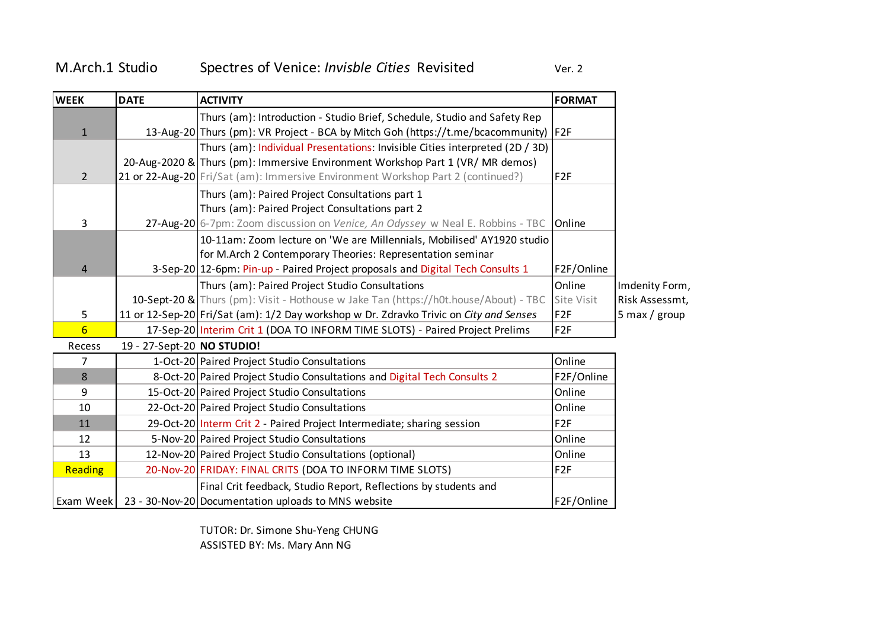M.Arch.1 Studio — Spectres of Venice: *Invisible Cities* Revisited — Ver. 2

| WEEK | DATE | ACTIVITY | FORMAT | |
|---|---|---|---|---|
| 1 | 13-Aug-20 | Thurs (am): Introduction - Studio Brief, Schedule, Studio and Safety Rep<br>Thurs (pm): VR Project - BCA by Mitch Goh (https://t.me/bcacommunity) | F2F | |
| 2 | 20-Aug-2020 &<br>21 or 22-Aug-20 | Thurs (am): Individual Presentations: Invisible Cities interpreted (2D / 3D)<br>Thurs (pm): Immersive Environment Workshop Part 1 (VR/ MR demos)<br>Fri/Sat (am): Immersive Environment Workshop Part 2 (continued?) | F2F | |
| 3 | 27-Aug-20 | Thurs (am): Paired Project Consultations part 1<br>Thurs (am): Paired Project Consultations part 2<br>6-7pm: Zoom discussion on *Venice, An Odyssey* w Neal E. Robbins - TBC | Online | |
| 4 | 3-Sep-20 | 10-11am: Zoom lecture on 'We are Millennials, Mobilised' AY1920 studio for M.Arch 2 Contemporary Theories: Representation seminar<br>12-6pm: Pin-up - Paired Project proposals and Digital Tech Consults 1 | F2F/Online | |
| 5 | 10-Sept-20 &<br>11 or 12-Sep-20 | Thurs (am): Paired Project Studio Consultations<br>Thurs (pm): Visit - Hothouse w Jake Tan (https://h0t.house/About) - TBC<br>Fri/Sat (am): 1/2 Day workshop w Dr. Zdravko Trivic on *City and Senses* | Online<br>Site Visit<br>F2F | Imdenity Form,<br>Risk Assessmt,<br>5 max / group |
| 6 | 17-Sep-20 | Interim Crit 1 (DOA TO INFORM TIME SLOTS) - Paired Project Prelims | F2F | |
| Recess | 19 - 27-Sept-20 | **NO STUDIO!** | | |
| 7 | 1-Oct-20 | Paired Project Studio Consultations | Online | |
| 8 | 8-Oct-20 | Paired Project Studio Consultations and Digital Tech Consults 2 | F2F/Online | |
| 9 | 15-Oct-20 | Paired Project Studio Consultations | Online | |
| 10 | 22-Oct-20 | Paired Project Studio Consultations | Online | |
| 11 | 29-Oct-20 | Interm Crit 2 - Paired Project Intermediate; sharing session | F2F | |
| 12 | 5-Nov-20 | Paired Project Studio Consultations | Online | |
| 13 | 12-Nov-20 | Paired Project Studio Consultations (optional) | Online | |
| Reading | 20-Nov-20 | FRIDAY: FINAL CRITS (DOA TO INFORM TIME SLOTS) | F2F | |
| Exam Week | 23 - 30-Nov-20 | Final Crit feedback, Studio Report, Reflections by students and Documentation uploads to MNS website | F2F/Online | |

TUTOR: Dr. Simone Shu-Yeng CHUNG
ASSISTED BY: Ms. Mary Ann NG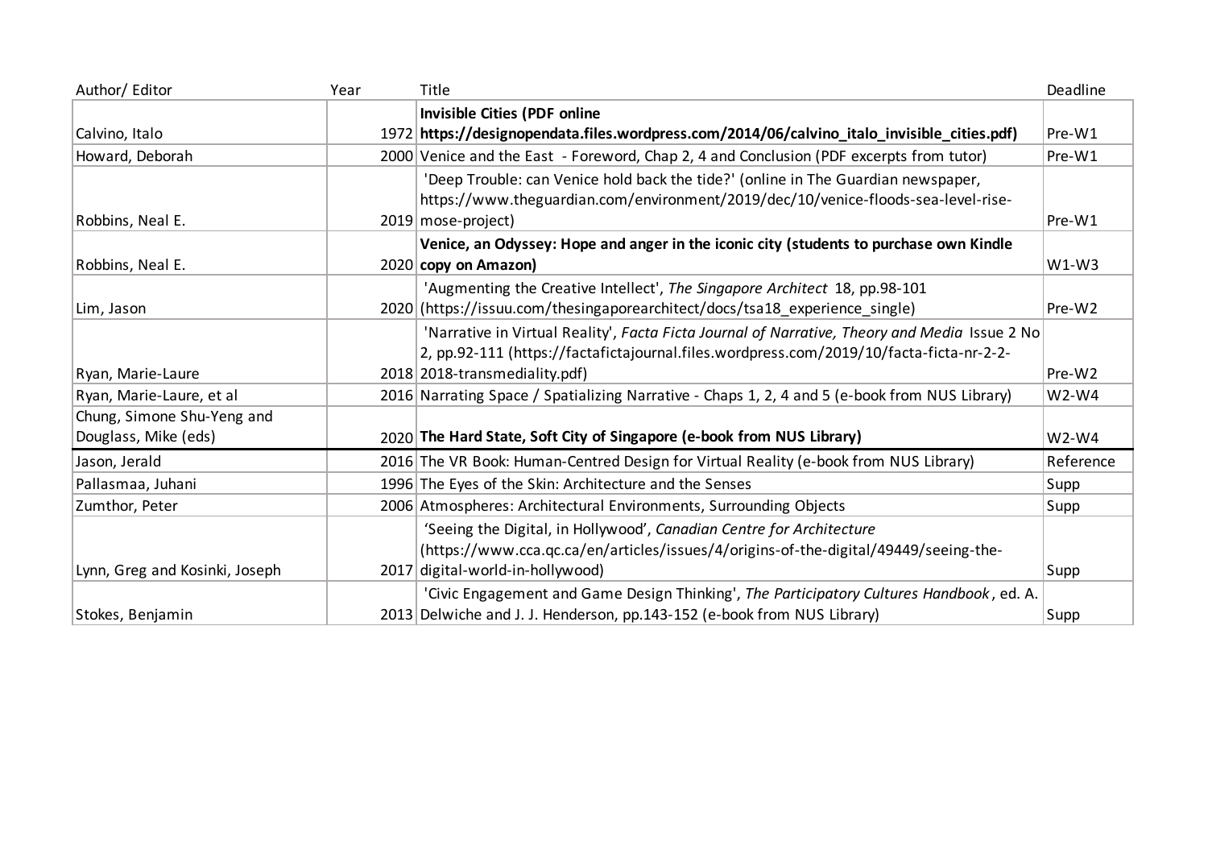| Author/ Editor | Year | Title | Deadline |
|---|---|---|---|
| Calvino, Italo | 1972 | **Invisible Cities (PDF online https://designopendata.files.wordpress.com/2014/06/calvino_italo_invisible_cities.pdf)** | Pre-W1 |
| Howard, Deborah | 2000 | Venice and the East - Foreword, Chap 2, 4 and Conclusion (PDF excerpts from tutor) | Pre-W1 |
| Robbins, Neal E. | 2019 | 'Deep Trouble: can Venice hold back the tide?' (online in The Guardian newspaper, https://www.theguardian.com/environment/2019/dec/10/venice-floods-sea-level-rise-mose-project) | Pre-W1 |
| Robbins, Neal E. | 2020 | **Venice, an Odyssey: Hope and anger in the iconic city (students to purchase own Kindle copy on Amazon)** | W1-W3 |
| Lim, Jason | 2020 | 'Augmenting the Creative Intellect', *The Singapore Architect* 18, pp.98-101 (https://issuu.com/thesingaporearchitect/docs/tsa18_experience_single) | Pre-W2 |
| Ryan, Marie-Laure | 2018 | 'Narrative in Virtual Reality', *Facta Ficta Journal of Narrative, Theory and Media* Issue 2 No 2, pp.92-111 (https://factafictajournal.files.wordpress.com/2019/10/facta-ficta-nr-2-2-2018-transmediality.pdf) | Pre-W2 |
| Ryan, Marie-Laure, et al | 2016 | Narrating Space / Spatializing Narrative - Chaps 1, 2, 4 and 5 (e-book from NUS Library) | W2-W4 |
| Chung, Simone Shu-Yeng and Douglass, Mike (eds) | 2020 | **The Hard State, Soft City of Singapore (e-book from NUS Library)** | W2-W4 |
| Jason, Jerald | 2016 | The VR Book: Human-Centred Design for Virtual Reality (e-book from NUS Library) | Reference |
| Pallasmaa, Juhani | 1996 | The Eyes of the Skin: Architecture and the Senses | Supp |
| Zumthor, Peter | 2006 | Atmospheres: Architectural Environments, Surrounding Objects | Supp |
| Lynn, Greg and Kosinki, Joseph | 2017 | 'Seeing the Digital, in Hollywood', *Canadian Centre for Architecture* (https://www.cca.qc.ca/en/articles/issues/4/origins-of-the-digital/49449/seeing-the-digital-world-in-hollywood) | Supp |
| Stokes, Benjamin | 2013 | 'Civic Engagement and Game Design Thinking', *The Participatory Cultures Handbook*, ed. A. Delwiche and J. J. Henderson, pp.143-152 (e-book from NUS Library) | Supp |